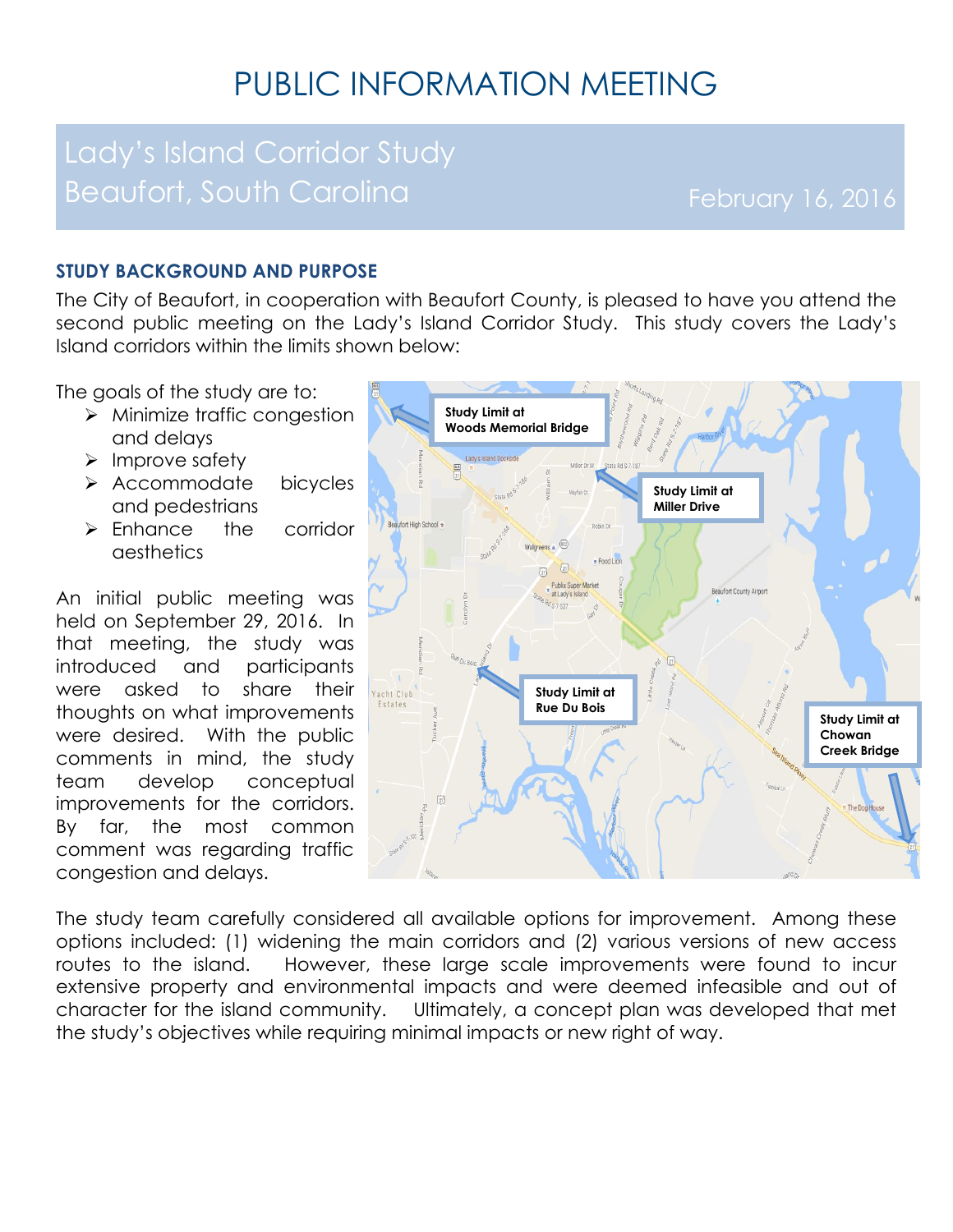# PUBLIC INFORMATION MEETING

## Lady's Island Corridor Study
## Beaufort, South Carolina

February 16, 2016

### STUDY BACKGROUND AND PURPOSE

The City of Beaufort, in cooperation with Beaufort County, is pleased to have you attend the second public meeting on the Lady's Island Corridor Study. This study covers the Lady's Island corridors within the limits shown below:

The goals of the study are to:

- Minimize traffic congestion and delays
- Improve safety
- Accommodate bicycles and pedestrians
- Enhance the corridor aesthetics

An initial public meeting was held on September 29, 2016. In that meeting, the study was introduced and participants were asked to share their thoughts on what improvements were desired. With the public comments in mind, the study team develop conceptual improvements for the corridors. By far, the most common comment was regarding traffic congestion and delays.

Study Limit at Woods Memorial Bridge

Study Limit at Miller Drive

Study Limit at Rue Du Bois

Study Limit at Chowan Creek Bridge

The study team carefully considered all available options for improvement. Among these options included: (1) widening the main corridors and (2) various versions of new access routes to the island. However, these large scale improvements were found to incur extensive property and environmental impacts and were deemed infeasible and out of character for the island community. Ultimately, a concept plan was developed that met the study's objectives while requiring minimal impacts or new right of way.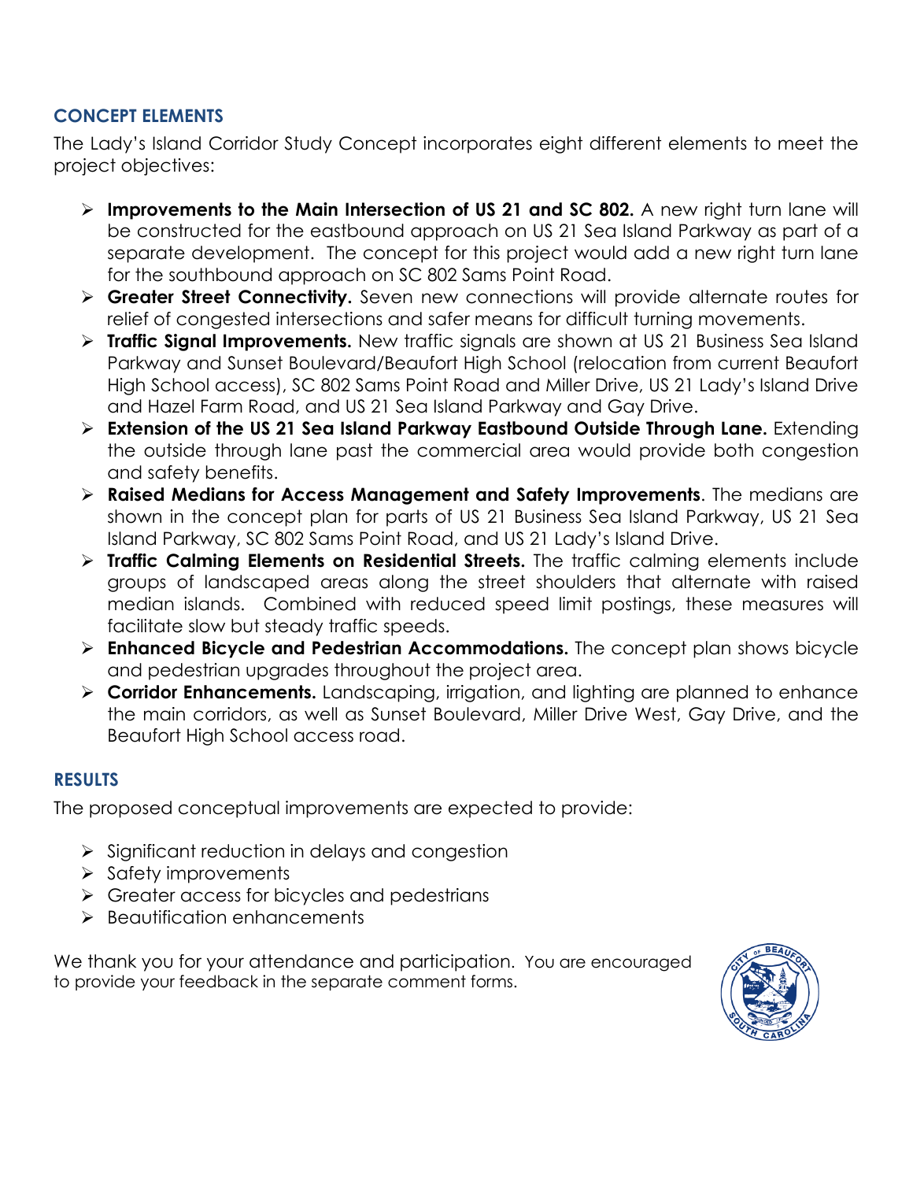## CONCEPT ELEMENTS

The Lady's Island Corridor Study Concept incorporates eight different elements to meet the project objectives:

- **Improvements to the Main Intersection of US 21 and SC 802.** A new right turn lane will be constructed for the eastbound approach on US 21 Sea Island Parkway as part of a separate development. The concept for this project would add a new right turn lane for the southbound approach on SC 802 Sams Point Road.
- **Greater Street Connectivity.** Seven new connections will provide alternate routes for relief of congested intersections and safer means for difficult turning movements.
- **Traffic Signal Improvements.** New traffic signals are shown at US 21 Business Sea Island Parkway and Sunset Boulevard/Beaufort High School (relocation from current Beaufort High School access), SC 802 Sams Point Road and Miller Drive, US 21 Lady's Island Drive and Hazel Farm Road, and US 21 Sea Island Parkway and Gay Drive.
- **Extension of the US 21 Sea Island Parkway Eastbound Outside Through Lane.** Extending the outside through lane past the commercial area would provide both congestion and safety benefits.
- **Raised Medians for Access Management and Safety Improvements**. The medians are shown in the concept plan for parts of US 21 Business Sea Island Parkway, US 21 Sea Island Parkway, SC 802 Sams Point Road, and US 21 Lady's Island Drive.
- **Traffic Calming Elements on Residential Streets.** The traffic calming elements include groups of landscaped areas along the street shoulders that alternate with raised median islands. Combined with reduced speed limit postings, these measures will facilitate slow but steady traffic speeds.
- **Enhanced Bicycle and Pedestrian Accommodations.** The concept plan shows bicycle and pedestrian upgrades throughout the project area.
- **Corridor Enhancements.** Landscaping, irrigation, and lighting are planned to enhance the main corridors, as well as Sunset Boulevard, Miller Drive West, Gay Drive, and the Beaufort High School access road.

## RESULTS

The proposed conceptual improvements are expected to provide:

- Significant reduction in delays and congestion
- Safety improvements
- Greater access for bicycles and pedestrians
- Beautification enhancements

We thank you for your attendance and participation. You are encouraged to provide your feedback in the separate comment forms.